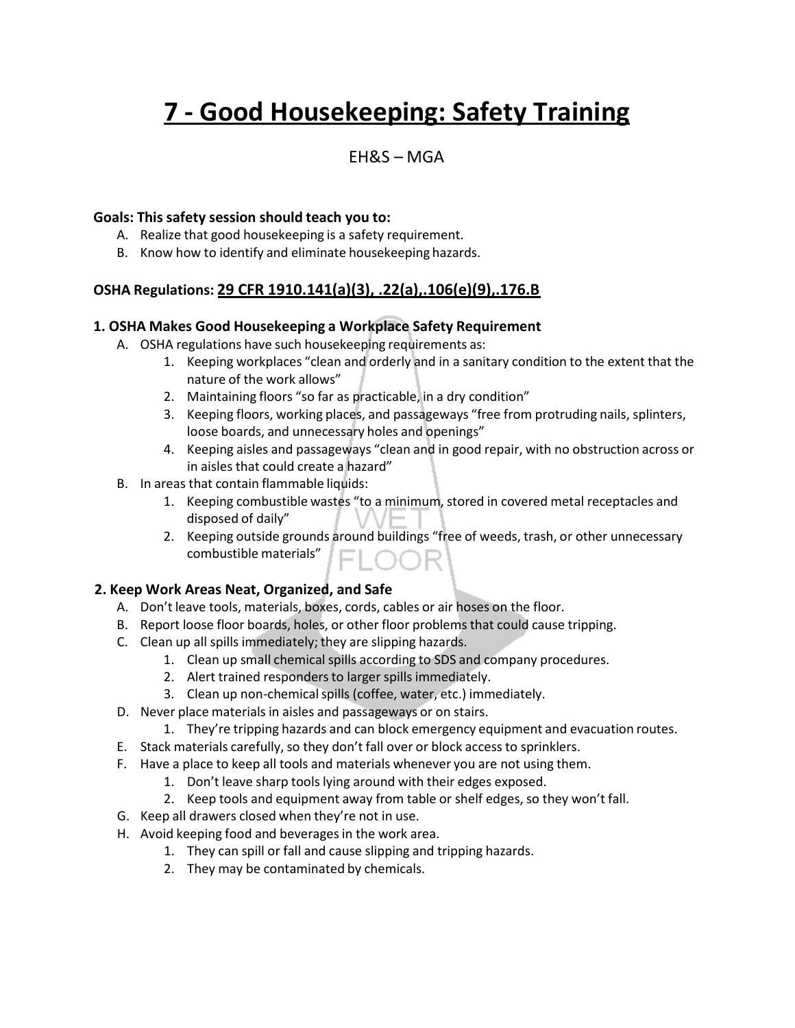# 7 - Good Housekeeping: Safety Training

EH&S – MGA

**Goals: This safety session should teach you to:**

A. Realize that good housekeeping is a safety requirement.
B. Know how to identify and eliminate housekeeping hazards.

### OSHA Regulations: 29 CFR 1910.141(a)(3), .22(a),.106(e)(9),.176.B

### 1. OSHA Makes Good Housekeeping a Workplace Safety Requirement

A. OSHA regulations have such housekeeping requirements as:
   1. Keeping workplaces "clean and orderly and in a sanitary condition to the extent that the nature of the work allows"
   2. Maintaining floors "so far as practicable, in a dry condition"
   3. Keeping floors, working places, and passageways "free from protruding nails, splinters, loose boards, and unnecessary holes and openings"
   4. Keeping aisles and passageways "clean and in good repair, with no obstruction across or in aisles that could create a hazard"

B. In areas that contain flammable liquids:
   1. Keeping combustible wastes "to a minimum, stored in covered metal receptacles and disposed of daily"
   2. Keeping outside grounds around buildings "free of weeds, trash, or other unnecessary combustible materials"

### 2. Keep Work Areas Neat, Organized, and Safe

A. Don't leave tools, materials, boxes, cords, cables or air hoses on the floor.
B. Report loose floor boards, holes, or other floor problems that could cause tripping.
C. Clean up all spills immediately; they are slipping hazards.
   1. Clean up small chemical spills according to SDS and company procedures.
   2. Alert trained responders to larger spills immediately.
   3. Clean up non-chemical spills (coffee, water, etc.) immediately.
D. Never place materials in aisles and passageways or on stairs.
   1. They're tripping hazards and can block emergency equipment and evacuation routes.
E. Stack materials carefully, so they don't fall over or block access to sprinklers.
F. Have a place to keep all tools and materials whenever you are not using them.
   1. Don't leave sharp tools lying around with their edges exposed.
   2. Keep tools and equipment away from table or shelf edges, so they won't fall.
G. Keep all drawers closed when they're not in use.
H. Avoid keeping food and beverages in the work area.
   1. They can spill or fall and cause slipping and tripping hazards.
   2. They may be contaminated by chemicals.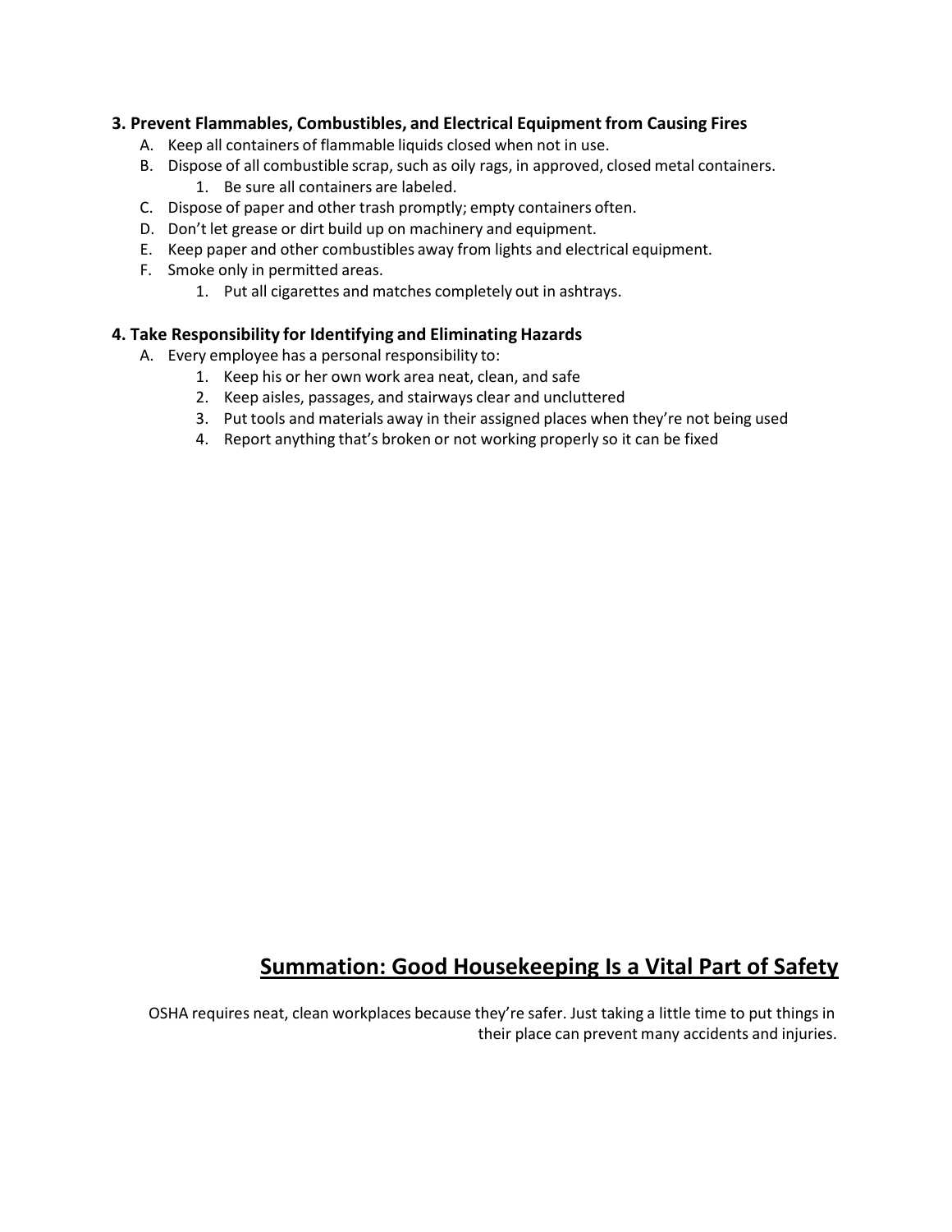### 3. Prevent Flammables, Combustibles, and Electrical Equipment from Causing Fires

A. Keep all containers of flammable liquids closed when not in use.

B. Dispose of all combustible scrap, such as oily rags, in approved, closed metal containers.

   1. Be sure all containers are labeled.

C. Dispose of paper and other trash promptly; empty containers often.

D. Don't let grease or dirt build up on machinery and equipment.

E. Keep paper and other combustibles away from lights and electrical equipment.

F. Smoke only in permitted areas.

   1. Put all cigarettes and matches completely out in ashtrays.

### 4. Take Responsibility for Identifying and Eliminating Hazards

A. Every employee has a personal responsibility to:

   1. Keep his or her own work area neat, clean, and safe
   2. Keep aisles, passages, and stairways clear and uncluttered
   3. Put tools and materials away in their assigned places when they're not being used
   4. Report anything that's broken or not working properly so it can be fixed

## Summation: Good Housekeeping Is a Vital Part of Safety

OSHA requires neat, clean workplaces because they're safer. Just taking a little time to put things in their place can prevent many accidents and injuries.